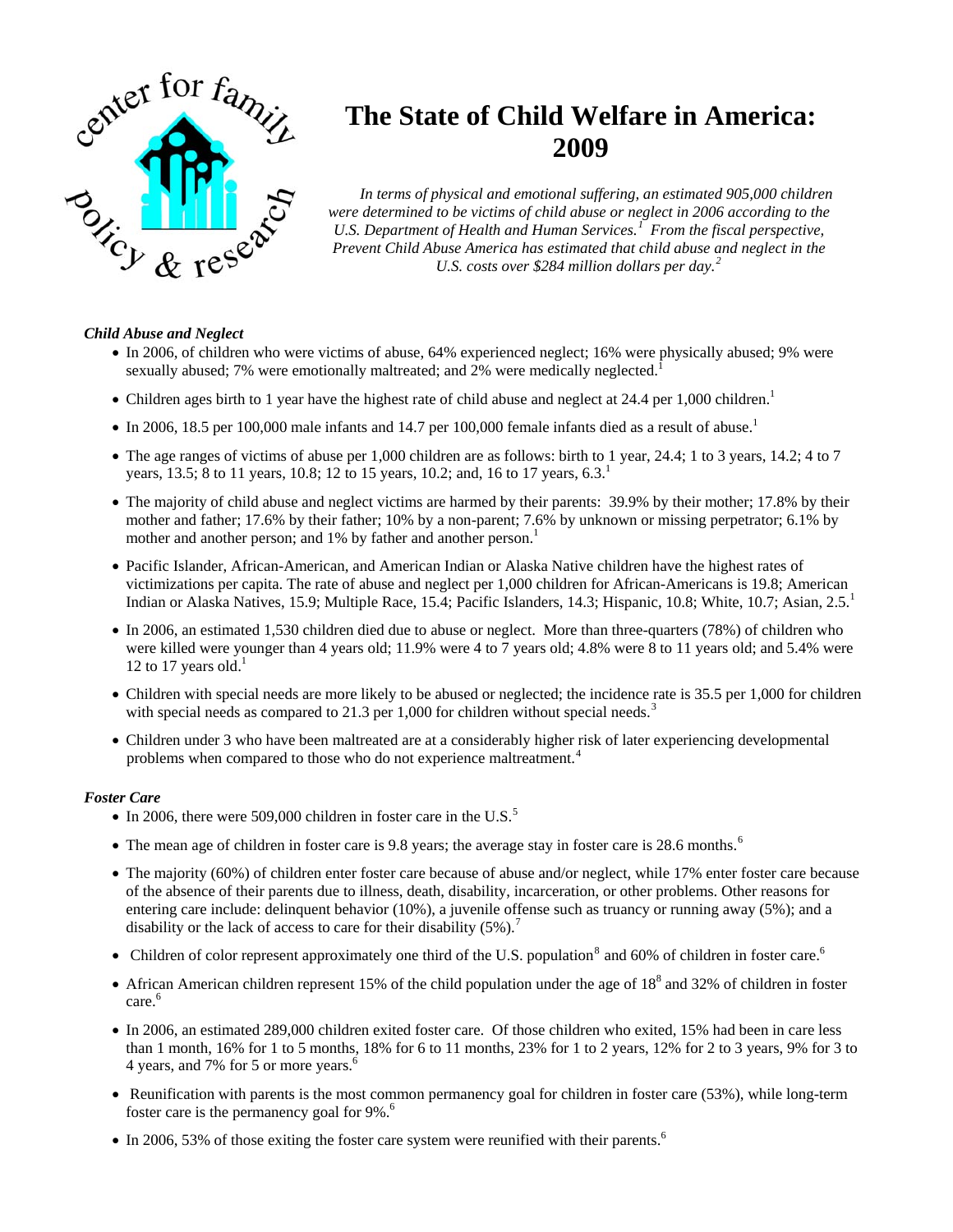# The State of Child Welfare in America: 2009

*In terms of physical and emotional suffering, an estimated 905,000 children were determined to be victims of child abuse or neglect in 2006 according to the U.S. Department of Health and Human Services.[1] From the fiscal perspective, Prevent Child Abuse America has estimated that child abuse and neglect in the U.S. costs over $284 million dollars per day.[2]*

***Child Abuse and Neglect***

- In 2006, of children who were victims of abuse, 64% experienced neglect; 16% were physically abused; 9% were sexually abused; 7% were emotionally maltreated; and 2% were medically neglected.[1]
- Children ages birth to 1 year have the highest rate of child abuse and neglect at 24.4 per 1,000 children.[1]
- In 2006, 18.5 per 100,000 male infants and 14.7 per 100,000 female infants died as a result of abuse.[1]
- The age ranges of victims of abuse per 1,000 children are as follows: birth to 1 year, 24.4; 1 to 3 years, 14.2; 4 to 7 years, 13.5; 8 to 11 years, 10.8; 12 to 15 years, 10.2; and, 16 to 17 years, 6.3.[1]
- The majority of child abuse and neglect victims are harmed by their parents: 39.9% by their mother; 17.8% by their mother and father; 17.6% by their father; 10% by a non-parent; 7.6% by unknown or missing perpetrator; 6.1% by mother and another person; and 1% by father and another person.[1]
- Pacific Islander, African-American, and American Indian or Alaska Native children have the highest rates of victimizations per capita. The rate of abuse and neglect per 1,000 children for African-Americans is 19.8; American Indian or Alaska Natives, 15.9; Multiple Race, 15.4; Pacific Islanders, 14.3; Hispanic, 10.8; White, 10.7; Asian, 2.5.[1]
- In 2006, an estimated 1,530 children died due to abuse or neglect. More than three-quarters (78%) of children who were killed were younger than 4 years old; 11.9% were 4 to 7 years old; 4.8% were 8 to 11 years old; and 5.4% were 12 to 17 years old.[1]
- Children with special needs are more likely to be abused or neglected; the incidence rate is 35.5 per 1,000 for children with special needs as compared to 21.3 per 1,000 for children without special needs.[3]
- Children under 3 who have been maltreated are at a considerably higher risk of later experiencing developmental problems when compared to those who do not experience maltreatment.[4]

***Foster Care***

- In 2006, there were 509,000 children in foster care in the U.S.[5]
- The mean age of children in foster care is 9.8 years; the average stay in foster care is 28.6 months.[6]
- The majority (60%) of children enter foster care because of abuse and/or neglect, while 17% enter foster care because of the absence of their parents due to illness, death, disability, incarceration, or other problems. Other reasons for entering care include: delinquent behavior (10%), a juvenile offense such as truancy or running away (5%); and a disability or the lack of access to care for their disability (5%).[7]
- Children of color represent approximately one third of the U.S. population[8] and 60% of children in foster care.[6]
- African American children represent 15% of the child population under the age of 18[8] and 32% of children in foster care.[6]
- In 2006, an estimated 289,000 children exited foster care. Of those children who exited, 15% had been in care less than 1 month, 16% for 1 to 5 months, 18% for 6 to 11 months, 23% for 1 to 2 years, 12% for 2 to 3 years, 9% for 3 to 4 years, and 7% for 5 or more years.[6]
- Reunification with parents is the most common permanency goal for children in foster care (53%), while long-term foster care is the permanency goal for 9%.[6]
- In 2006, 53% of those exiting the foster care system were reunified with their parents.[6]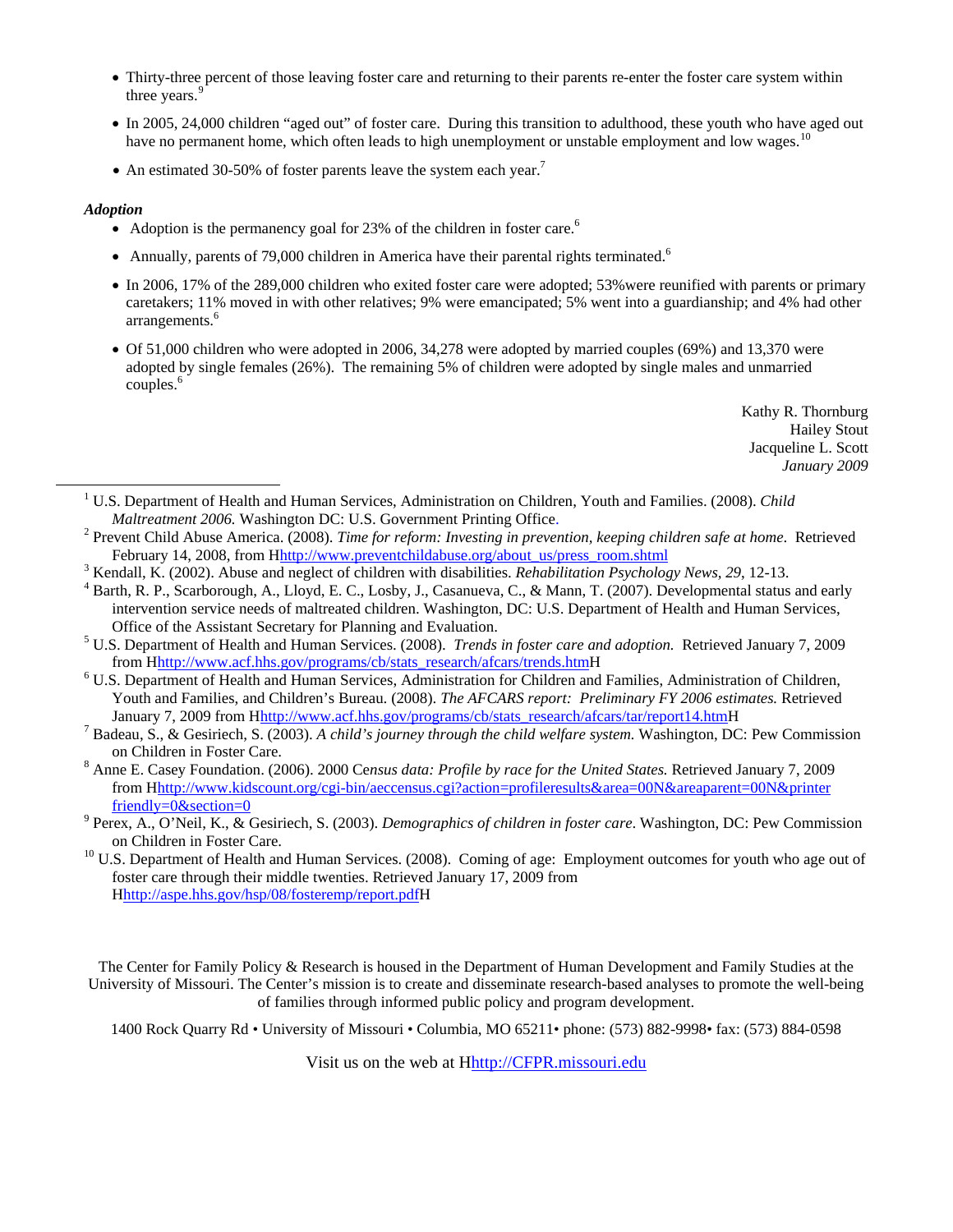- Thirty-three percent of those leaving foster care and returning to their parents re-enter the foster care system within three years.[9]
- In 2005, 24,000 children "aged out" of foster care. During this transition to adulthood, these youth who have aged out have no permanent home, which often leads to high unemployment or unstable employment and low wages.[10]
- An estimated 30-50% of foster parents leave the system each year.[7]

***Adoption***

- Adoption is the permanency goal for 23% of the children in foster care.[6]
- Annually, parents of 79,000 children in America have their parental rights terminated.[6]
- In 2006, 17% of the 289,000 children who exited foster care were adopted; 53%were reunified with parents or primary caretakers; 11% moved in with other relatives; 9% were emancipated; 5% went into a guardianship; and 4% had other arrangements.[6]
- Of 51,000 children who were adopted in 2006, 34,278 were adopted by married couples (69%) and 13,370 were adopted by single females (26%). The remaining 5% of children were adopted by single males and unmarried couples.[6]

Kathy R. Thornburg
Hailey Stout
Jacqueline L. Scott
*January 2009*

---

[1] U.S. Department of Health and Human Services, Administration on Children, Youth and Families. (2008). *Child Maltreatment 2006.* Washington DC: U.S. Government Printing Office.

[2] Prevent Child Abuse America. (2008). *Time for reform: Investing in prevention, keeping children safe at home*. Retrieved February 14, 2008, from Hhttp://www.preventchildabuse.org/about_us/press_room.shtml

[3] Kendall, K. (2002). Abuse and neglect of children with disabilities. *Rehabilitation Psychology News, 29*, 12-13.

[4] Barth, R. P., Scarborough, A., Lloyd, E. C., Losby, J., Casanueva, C., & Mann, T. (2007). Developmental status and early intervention service needs of maltreated children. Washington, DC: U.S. Department of Health and Human Services, Office of the Assistant Secretary for Planning and Evaluation.

[5] U.S. Department of Health and Human Services. (2008). *Trends in foster care and adoption.* Retrieved January 7, 2009 from Hhttp://www.acf.hhs.gov/programs/cb/stats_research/afcars/trends.htmH

[6] U.S. Department of Health and Human Services, Administration for Children and Families, Administration of Children, Youth and Families, and Children's Bureau. (2008). *The AFCARS report: Preliminary FY 2006 estimates.* Retrieved January 7, 2009 from Hhttp://www.acf.hhs.gov/programs/cb/stats_research/afcars/tar/report14.htmH

[7] Badeau, S., & Gesiriech, S. (2003). *A child's journey through the child welfare system.* Washington, DC: Pew Commission on Children in Foster Care.

[8] Anne E. Casey Foundation. (2006). 2000 Ce*nsus data: Profile by race for the United States.* Retrieved January 7, 2009 from Hhttp://www.kidscount.org/cgi-bin/aeccensus.cgi?action=profileresults&area=00N&areaparent=00N&printer friendly=0&section=0

[9] Perex, A., O'Neil, K., & Gesiriech, S. (2003). *Demographics of children in foster care*. Washington, DC: Pew Commission on Children in Foster Care.

[10] U.S. Department of Health and Human Services. (2008). Coming of age: Employment outcomes for youth who age out of foster care through their middle twenties. Retrieved January 17, 2009 from Hhttp://aspe.hhs.gov/hsp/08/fosteremp/report.pdfH

The Center for Family Policy & Research is housed in the Department of Human Development and Family Studies at the University of Missouri. The Center's mission is to create and disseminate research-based analyses to promote the well-being of families through informed public policy and program development.

1400 Rock Quarry Rd • University of Missouri • Columbia, MO 65211• phone: (573) 882-9998• fax: (573) 884-0598

Visit us on the web at Hhttp://CFPR.missouri.edu